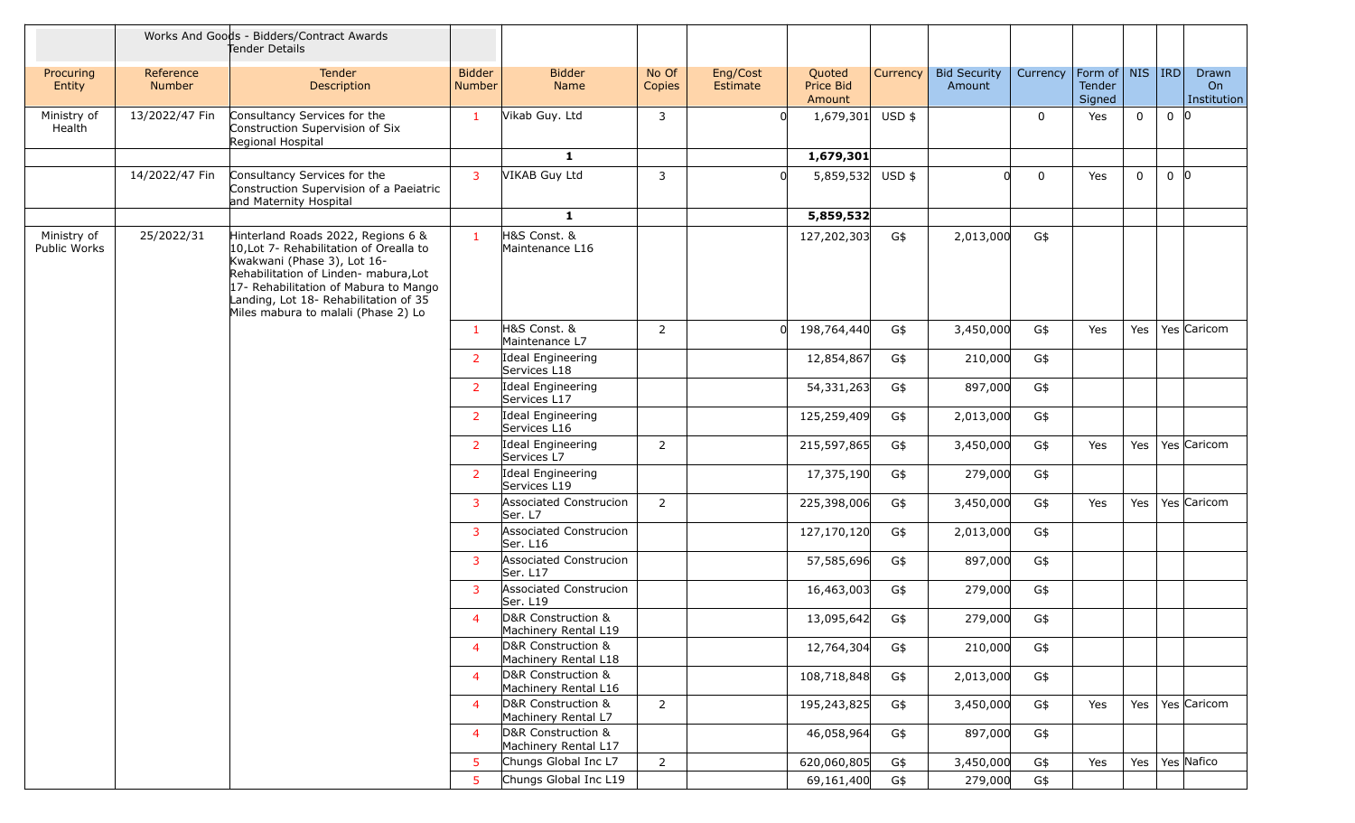| | | Works And Goods - Bidders/Contract Awards Tender Details | | | | | | | | | | | | |
|---|---|---|---|---|---|---|---|---|---|---|---|---|---|---|
| Procuring Entity | Reference Number | Tender Description | Bidder Number | Bidder Name | No Of Copies | Eng/Cost Estimate | Quoted Price Bid Amount | Currency | Bid Security Amount | Currency | Form of Tender Signed | NIS | IRD | Drawn On Institution |
| Ministry of Health | 13/2022/47 Fin | Consultancy Services for the Construction Supervision of Six Regional Hospital | 1 | Vikab Guy. Ltd | 3 | 0 | 1,679,301 | USD $ | | 0 | Yes | 0 | 0 | 0 |
| | | | | **1** | | | **1,679,301** | | | | | | | |
| | 14/2022/47 Fin | Consultancy Services for the Construction Supervision of a Paeiatric and Maternity Hospital | 3 | VIKAB Guy Ltd | 3 | 0 | 5,859,532 | USD $ | 0 | 0 | Yes | 0 | 0 | 0 |
| | | | | **1** | | | **5,859,532** | | | | | | | |
| Ministry of Public Works | 25/2022/31 | Hinterland Roads 2022, Regions 6 & 10,Lot 7- Rehabilitation of Orealla to Kwakwani (Phase 3), Lot 16- Rehabilitation of Linden- mabura,Lot 17- Rehabilitation of Mabura to Mango Landing, Lot 18- Rehabilitation of 35 Miles mabura to malali (Phase 2) Lo | 1 | H&S Const. & Maintenance L16 | | | 127,202,303 | G$ | 2,013,000 | G$ | | | | |
| | | | 1 | H&S Const. & Maintenance L7 | 2 | 0 | 198,764,440 | G$ | 3,450,000 | G$ | Yes | Yes | Yes | Caricom |
| | | | 2 | Ideal Engineering Services L18 | | | 12,854,867 | G$ | 210,000 | G$ | | | | |
| | | | 2 | Ideal Engineering Services L17 | | | 54,331,263 | G$ | 897,000 | G$ | | | | |
| | | | 2 | Ideal Engineering Services L16 | | | 125,259,409 | G$ | 2,013,000 | G$ | | | | |
| | | | 2 | Ideal Engineering Services L7 | 2 | | 215,597,865 | G$ | 3,450,000 | G$ | Yes | Yes | Yes | Caricom |
| | | | 2 | Ideal Engineering Services L19 | | | 17,375,190 | G$ | 279,000 | G$ | | | | |
| | | | 3 | Associated Construcion Ser. L7 | 2 | | 225,398,006 | G$ | 3,450,000 | G$ | Yes | Yes | Yes | Caricom |
| | | | 3 | Associated Construcion Ser. L16 | | | 127,170,120 | G$ | 2,013,000 | G$ | | | | |
| | | | 3 | Associated Construcion Ser. L17 | | | 57,585,696 | G$ | 897,000 | G$ | | | | |
| | | | 3 | Associated Construcion Ser. L19 | | | 16,463,003 | G$ | 279,000 | G$ | | | | |
| | | | 4 | D&R Construction & Machinery Rental L19 | | | 13,095,642 | G$ | 279,000 | G$ | | | | |
| | | | 4 | D&R Construction & Machinery Rental L18 | | | 12,764,304 | G$ | 210,000 | G$ | | | | |
| | | | 4 | D&R Construction & Machinery Rental L16 | | | 108,718,848 | G$ | 2,013,000 | G$ | | | | |
| | | | 4 | D&R Construction & Machinery Rental L7 | 2 | | 195,243,825 | G$ | 3,450,000 | G$ | Yes | Yes | Yes | Caricom |
| | | | 4 | D&R Construction & Machinery Rental L17 | | | 46,058,964 | G$ | 897,000 | G$ | | | | |
| | | | 5 | Chungs Global Inc L7 | 2 | | 620,060,805 | G$ | 3,450,000 | G$ | Yes | Yes | Yes | Nafico |
| | | | 5 | Chungs Global Inc L19 | | | 69,161,400 | G$ | 279,000 | G$ | | | | |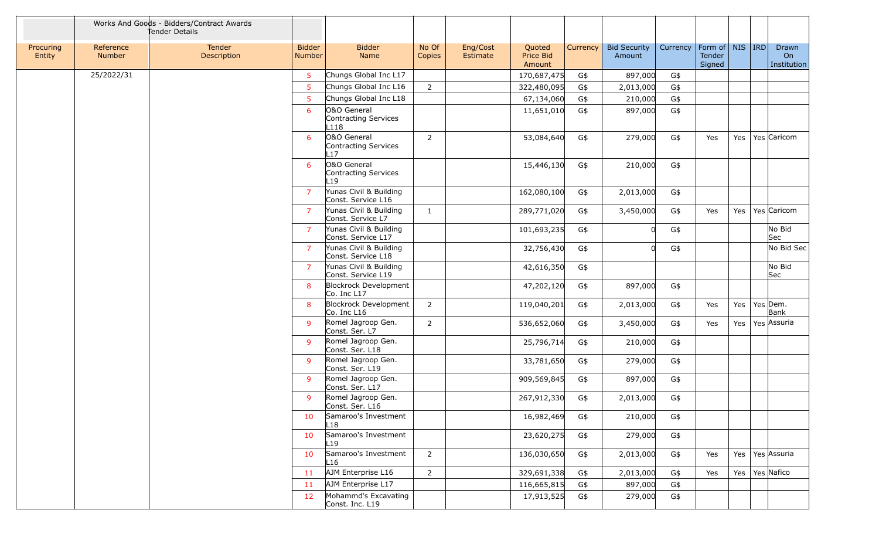| | Works And Goods - Bidders/Contract Awards Tender Details | | | | | | | | | | | | | |
|---|---|---|---|---|---|---|---|---|---|---|---|---|---|---|
| Procuring Entity | Reference Number | Tender Description | Bidder Number | Bidder Name | No Of Copies | Eng/Cost Estimate | Quoted Price Bid Amount | Currency | Bid Security Amount | Currency | Form of Tender Signed | NIS | IRD | Drawn On Institution |
| | 25/2022/31 | | 5 | Chungs Global Inc L17 | | | 170,687,475 | G$ | 897,000 | G$ | | | | |
| | | | 5 | Chungs Global Inc L16 | 2 | | 322,480,095 | G$ | 2,013,000 | G$ | | | | |
| | | | 5 | Chungs Global Inc L18 | | | 67,134,060 | G$ | 210,000 | G$ | | | | |
| | | | 6 | O&O General Contracting Services L118 | | | 11,651,010 | G$ | 897,000 | G$ | | | | |
| | | | 6 | O&O General Contracting Services L17 | 2 | | 53,084,640 | G$ | 279,000 | G$ | Yes | Yes | Yes | Caricom |
| | | | 6 | O&O General Contracting Services L19 | | | 15,446,130 | G$ | 210,000 | G$ | | | | |
| | | | 7 | Yunas Civil & Building Const. Service L16 | | | 162,080,100 | G$ | 2,013,000 | G$ | | | | |
| | | | 7 | Yunas Civil & Building Const. Service L7 | 1 | | 289,771,020 | G$ | 3,450,000 | G$ | Yes | Yes | Yes | Caricom |
| | | | 7 | Yunas Civil & Building Const. Service L17 | | | 101,693,235 | G$ | 0 | G$ | | | | No Bid Sec |
| | | | 7 | Yunas Civil & Building Const. Service L18 | | | 32,756,430 | G$ | 0 | G$ | | | | No Bid Sec |
| | | | 7 | Yunas Civil & Building Const. Service L19 | | | 42,616,350 | G$ | | | | | | No Bid Sec |
| | | | 8 | Blockrock Development Co. Inc L17 | | | 47,202,120 | G$ | 897,000 | G$ | | | | |
| | | | 8 | Blockrock Development Co. Inc L16 | 2 | | 119,040,201 | G$ | 2,013,000 | G$ | Yes | Yes | Yes | Dem. Bank |
| | | | 9 | Romel Jagroop Gen. Const. Ser. L7 | 2 | | 536,652,060 | G$ | 3,450,000 | G$ | Yes | Yes | Yes | Assuria |
| | | | 9 | Romel Jagroop Gen. Const. Ser. L18 | | | 25,796,714 | G$ | 210,000 | G$ | | | | |
| | | | 9 | Romel Jagroop Gen. Const. Ser. L19 | | | 33,781,650 | G$ | 279,000 | G$ | | | | |
| | | | 9 | Romel Jagroop Gen. Const. Ser. L17 | | | 909,569,845 | G$ | 897,000 | G$ | | | | |
| | | | 9 | Romel Jagroop Gen. Const. Ser. L16 | | | 267,912,330 | G$ | 2,013,000 | G$ | | | | |
| | | | 10 | Samaroo's Investment L18 | | | 16,982,469 | G$ | 210,000 | G$ | | | | |
| | | | 10 | Samaroo's Investment L19 | | | 23,620,275 | G$ | 279,000 | G$ | | | | |
| | | | 10 | Samaroo's Investment L16 | 2 | | 136,030,650 | G$ | 2,013,000 | G$ | Yes | Yes | Yes | Assuria |
| | | | 11 | AJM Enterprise L16 | 2 | | 329,691,338 | G$ | 2,013,000 | G$ | Yes | Yes | Yes | Nafico |
| | | | 11 | AJM Enterprise L17 | | | 116,665,815 | G$ | 897,000 | G$ | | | | |
| | | | 12 | Mohammd's Excavating Const. Inc. L19 | | | 17,913,525 | G$ | 279,000 | G$ | | | | |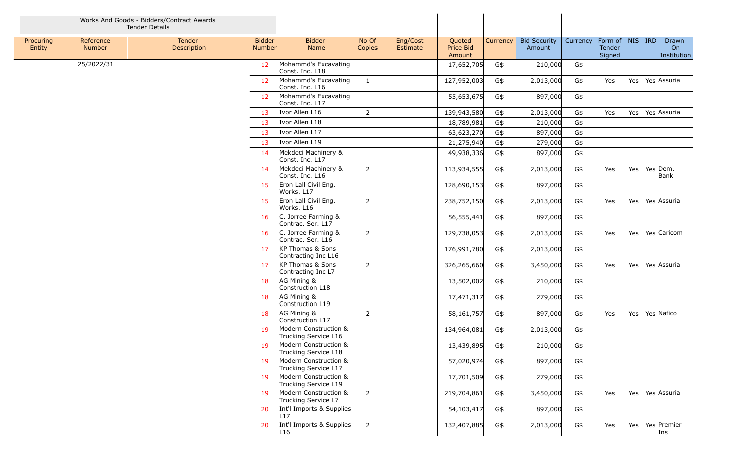| | Works And Goods - Bidders/Contract Awards Tender Details | | | | | | | | | | | | | |
|---|---|---|---|---|---|---|---|---|---|---|---|---|---|---|
| Procuring Entity | Reference Number | Tender Description | Bidder Number | Bidder Name | No Of Copies | Eng/Cost Estimate | Quoted Price Bid Amount | Currency | Bid Security Amount | Currency | Form of Tender Signed | NIS | IRD | Drawn On Institution |
| | 25/2022/31 | | 12 | Mohammd's Excavating Const. Inc. L18 | | | 17,652,705 | G$ | 210,000 | G$ | | | | |
| | | | 12 | Mohammd's Excavating Const. Inc. L16 | 1 | | 127,952,003 | G$ | 2,013,000 | G$ | Yes | Yes | Yes | Assuria |
| | | | 12 | Mohammd's Excavating Const. Inc. L17 | | | 55,653,675 | G$ | 897,000 | G$ | | | | |
| | | | 13 | Ivor Allen L16 | 2 | | 139,943,580 | G$ | 2,013,000 | G$ | Yes | Yes | Yes | Assuria |
| | | | 13 | Ivor Allen L18 | | | 18,789,981 | G$ | 210,000 | G$ | | | | |
| | | | 13 | Ivor Allen L17 | | | 63,623,270 | G$ | 897,000 | G$ | | | | |
| | | | 13 | Ivor Allen L19 | | | 21,275,940 | G$ | 279,000 | G$ | | | | |
| | | | 14 | Mekdeci Machinery & Const. Inc. L17 | | | 49,938,336 | G$ | 897,000 | G$ | | | | |
| | | | 14 | Mekdeci Machinery & Const. Inc. L16 | 2 | | 113,934,555 | G$ | 2,013,000 | G$ | Yes | Yes | Yes | Dem. Bank |
| | | | 15 | Eron Lall Civil Eng. Works. L17 | | | 128,690,153 | G$ | 897,000 | G$ | | | | |
| | | | 15 | Eron Lall Civil Eng. Works. L16 | 2 | | 238,752,150 | G$ | 2,013,000 | G$ | Yes | Yes | Yes | Assuria |
| | | | 16 | C. Jorree Farming & Contrac. Ser. L17 | | | 56,555,441 | G$ | 897,000 | G$ | | | | |
| | | | 16 | C. Jorree Farming & Contrac. Ser. L16 | 2 | | 129,738,053 | G$ | 2,013,000 | G$ | Yes | Yes | Yes | Caricom |
| | | | 17 | KP Thomas & Sons Contracting Inc L16 | | | 176,991,780 | G$ | 2,013,000 | G$ | | | | |
| | | | 17 | KP Thomas & Sons Contracting Inc L7 | 2 | | 326,265,660 | G$ | 3,450,000 | G$ | Yes | Yes | Yes | Assuria |
| | | | 18 | AG Mining & Construction L18 | | | 13,502,002 | G$ | 210,000 | G$ | | | | |
| | | | 18 | AG Mining & Construction L19 | | | 17,471,317 | G$ | 279,000 | G$ | | | | |
| | | | 18 | AG Mining & Construction L17 | 2 | | 58,161,757 | G$ | 897,000 | G$ | Yes | Yes | Yes | Nafico |
| | | | 19 | Modern Construction & Trucking Service L16 | | | 134,964,081 | G$ | 2,013,000 | G$ | | | | |
| | | | 19 | Modern Construction & Trucking Service L18 | | | 13,439,895 | G$ | 210,000 | G$ | | | | |
| | | | 19 | Modern Construction & Trucking Service L17 | | | 57,020,974 | G$ | 897,000 | G$ | | | | |
| | | | 19 | Modern Construction & Trucking Service L19 | | | 17,701,509 | G$ | 279,000 | G$ | | | | |
| | | | 19 | Modern Construction & Trucking Service L7 | 2 | | 219,704,861 | G$ | 3,450,000 | G$ | Yes | Yes | Yes | Assuria |
| | | | 20 | Int'l Imports & Supplies L17 | | | 54,103,417 | G$ | 897,000 | G$ | | | | |
| | | | 20 | Int'l Imports & Supplies L16 | 2 | | 132,407,885 | G$ | 2,013,000 | G$ | Yes | Yes | Yes | Premier Ins |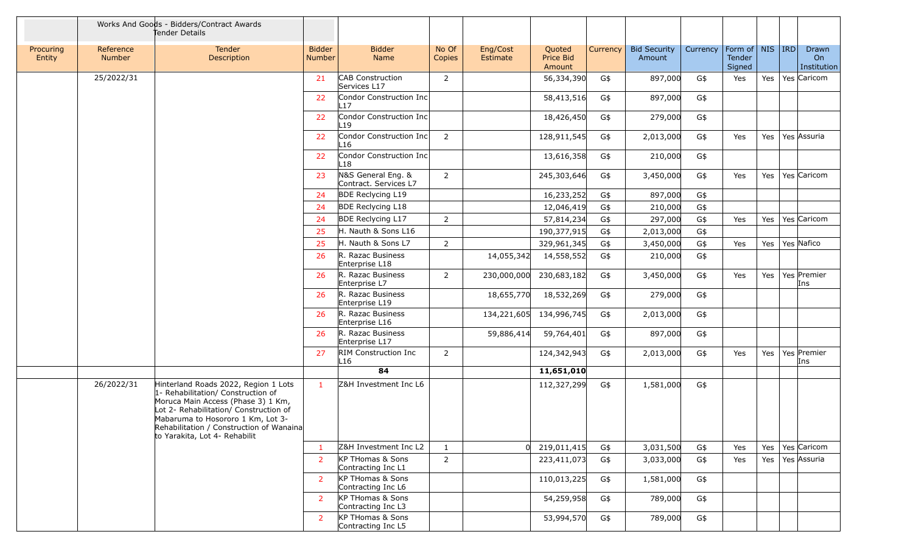Works And Goods - Bidders/Contract Awards Tender Details

| Procuring Entity | Reference Number | Tender Description | Bidder Number | Bidder Name | No Of Copies | Eng/Cost Estimate | Quoted Price Bid Amount | Currency | Bid Security Amount | Currency | Form of Tender Signed | NIS | IRD | Drawn On Institution |
|---|---|---|---|---|---|---|---|---|---|---|---|---|---|---|
| | 25/2022/31 | | 21 | CAB Construction Services L17 | 2 | | 56,334,390 | G$ | 897,000 | G$ | Yes | Yes | Yes | Caricom |
| | | | 22 | Condor Construction Inc L17 | | | 58,413,516 | G$ | 897,000 | G$ | | | | |
| | | | 22 | Condor Construction Inc L19 | | | 18,426,450 | G$ | 279,000 | G$ | | | | |
| | | | 22 | Condor Construction Inc L16 | 2 | | 128,911,545 | G$ | 2,013,000 | G$ | Yes | Yes | Yes | Assuria |
| | | | 22 | Condor Construction Inc L18 | | | 13,616,358 | G$ | 210,000 | G$ | | | | |
| | | | 23 | N&S General Eng. & Contract. Services L7 | 2 | | 245,303,646 | G$ | 3,450,000 | G$ | Yes | Yes | Yes | Caricom |
| | | | 24 | BDE Reclycing L19 | | | 16,233,252 | G$ | 897,000 | G$ | | | | |
| | | | 24 | BDE Reclycing L18 | | | 12,046,419 | G$ | 210,000 | G$ | | | | |
| | | | 24 | BDE Reclycing L17 | 2 | | 57,814,234 | G$ | 297,000 | G$ | Yes | Yes | Yes | Caricom |
| | | | 25 | H. Nauth & Sons L16 | | | 190,377,915 | G$ | 2,013,000 | G$ | | | | |
| | | | 25 | H. Nauth & Sons L7 | 2 | | 329,961,345 | G$ | 3,450,000 | G$ | Yes | Yes | Yes | Nafico |
| | | | 26 | R. Razac Business Enterprise L18 | | 14,055,342 | 14,558,552 | G$ | 210,000 | G$ | | | | |
| | | | 26 | R. Razac Business Enterprise L7 | 2 | 230,000,000 | 230,683,182 | G$ | 3,450,000 | G$ | Yes | Yes | Yes | Premier Ins |
| | | | 26 | R. Razac Business Enterprise L19 | | 18,655,770 | 18,532,269 | G$ | 279,000 | G$ | | | | |
| | | | 26 | R. Razac Business Enterprise L16 | | 134,221,605 | 134,996,745 | G$ | 2,013,000 | G$ | | | | |
| | | | 26 | R. Razac Business Enterprise L17 | | 59,886,414 | 59,764,401 | G$ | 897,000 | G$ | | | | |
| | | | 27 | RIM Construction Inc L16 | 2 | | 124,342,943 | G$ | 2,013,000 | G$ | Yes | Yes | Yes | Premier Ins |
| | | | | **84** | | | **11,651,010** | | | | | | | |
| | 26/2022/31 | Hinterland Roads 2022, Region 1 Lots 1- Rehabilitation/ Construction of Moruca Main Access (Phase 3) 1 Km, Lot 2- Rehabilitation/ Construction of Mabaruma to Hosororo 1 Km, Lot 3- Rehabilitation / Construction of Wanaina to Yarakita, Lot 4- Rehabilit | 1 | Z&H Investment Inc L6 | | | 112,327,299 | G$ | 1,581,000 | G$ | | | | |
| | | | 1 | Z&H Investment Inc L2 | 1 | 0 | 219,011,415 | G$ | 3,031,500 | G$ | Yes | Yes | Yes | Caricom |
| | | | 2 | KP THomas & Sons Contracting Inc L1 | 2 | | 223,411,073 | G$ | 3,033,000 | G$ | Yes | Yes | Yes | Assuria |
| | | | 2 | KP THomas & Sons Contracting Inc L6 | | | 110,013,225 | G$ | 1,581,000 | G$ | | | | |
| | | | 2 | KP THomas & Sons Contracting Inc L3 | | | 54,259,958 | G$ | 789,000 | G$ | | | | |
| | | | 2 | KP THomas & Sons Contracting Inc L5 | | | 53,994,570 | G$ | 789,000 | G$ | | | | |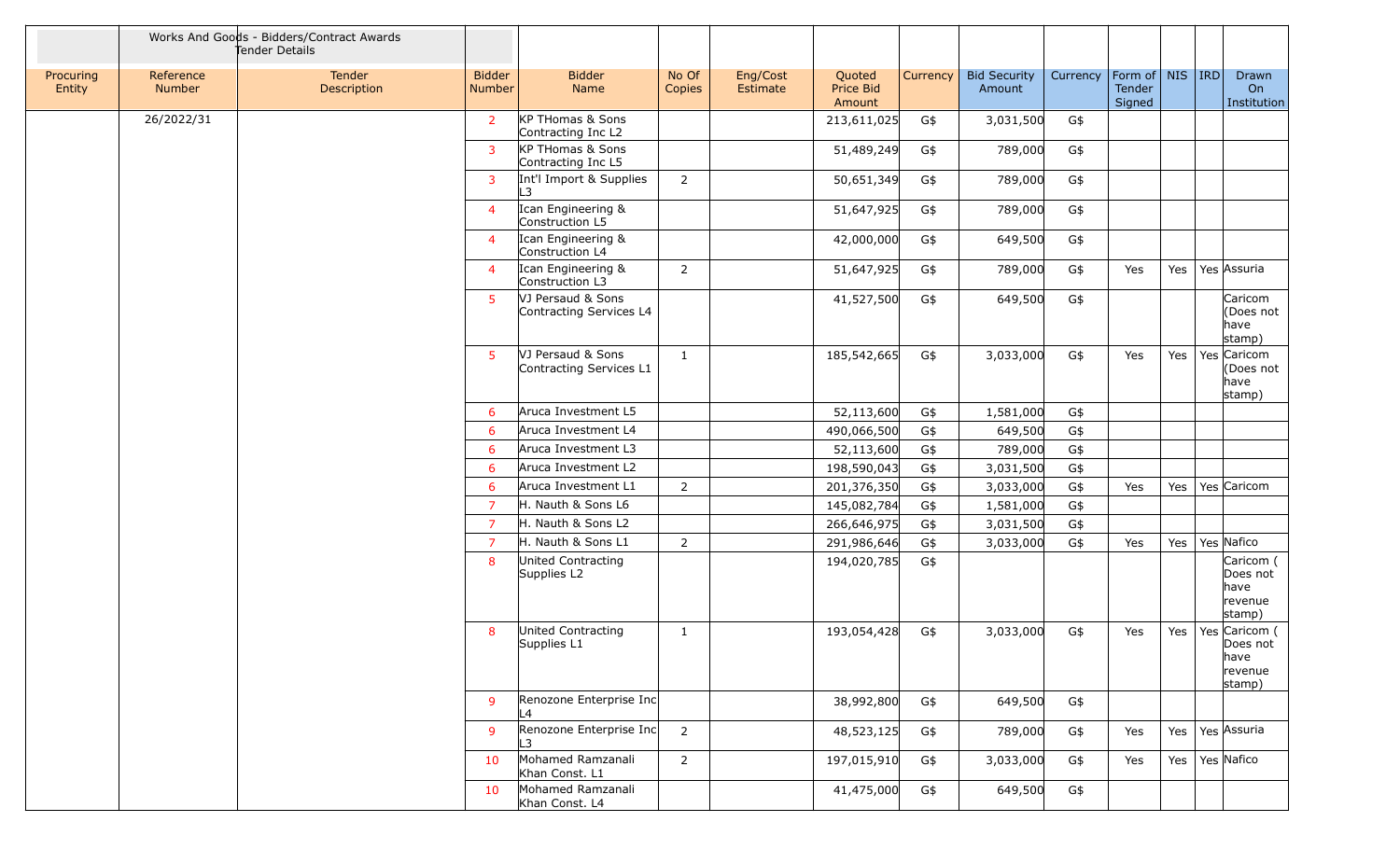| | Works And Goods - Bidders/Contract Awards Tender Details | | | | | | | | | | | | | |
|---|---|---|---|---|---|---|---|---|---|---|---|---|---|---|
| Procuring Entity | Reference Number | Tender Description | Bidder Number | Bidder Name | No Of Copies | Eng/Cost Estimate | Quoted Price Bid Amount | Currency | Bid Security Amount | Currency | Form of Tender Signed | NIS | IRD | Drawn On Institution |
| | 26/2022/31 | | 2 | KP THomas & Sons Contracting Inc L2 | | | 213,611,025 | G$ | 3,031,500 | G$ | | | | |
| | | | 3 | KP THomas & Sons Contracting Inc L5 | | | 51,489,249 | G$ | 789,000 | G$ | | | | |
| | | | 3 | Int'l Import & Supplies L3 | 2 | | 50,651,349 | G$ | 789,000 | G$ | | | | |
| | | | 4 | Ican Engineering & Construction L5 | | | 51,647,925 | G$ | 789,000 | G$ | | | | |
| | | | 4 | Ican Engineering & Construction L4 | | | 42,000,000 | G$ | 649,500 | G$ | | | | |
| | | | 4 | Ican Engineering & Construction L3 | 2 | | 51,647,925 | G$ | 789,000 | G$ | Yes | Yes | Yes | Assuria |
| | | | 5 | VJ Persaud & Sons Contracting Services L4 | | | 41,527,500 | G$ | 649,500 | G$ | | | | Caricom (Does not have stamp) |
| | | | 5 | VJ Persaud & Sons Contracting Services L1 | 1 | | 185,542,665 | G$ | 3,033,000 | G$ | Yes | Yes | Yes | Caricom (Does not have stamp) |
| | | | 6 | Aruca Investment L5 | | | 52,113,600 | G$ | 1,581,000 | G$ | | | | |
| | | | 6 | Aruca Investment L4 | | | 490,066,500 | G$ | 649,500 | G$ | | | | |
| | | | 6 | Aruca Investment L3 | | | 52,113,600 | G$ | 789,000 | G$ | | | | |
| | | | 6 | Aruca Investment L2 | | | 198,590,043 | G$ | 3,031,500 | G$ | | | | |
| | | | 6 | Aruca Investment L1 | 2 | | 201,376,350 | G$ | 3,033,000 | G$ | Yes | Yes | Yes | Caricom |
| | | | 7 | H. Nauth & Sons L6 | | | 145,082,784 | G$ | 1,581,000 | G$ | | | | |
| | | | 7 | H. Nauth & Sons L2 | | | 266,646,975 | G$ | 3,031,500 | G$ | | | | |
| | | | 7 | H. Nauth & Sons L1 | 2 | | 291,986,646 | G$ | 3,033,000 | G$ | Yes | Yes | Yes | Nafico |
| | | | 8 | United Contracting Supplies L2 | | | 194,020,785 | G$ | | | | | | Caricom ( Does not have revenue stamp) |
| | | | 8 | United Contracting Supplies L1 | 1 | | 193,054,428 | G$ | 3,033,000 | G$ | Yes | Yes | Yes | Caricom ( Does not have revenue stamp) |
| | | | 9 | Renozone Enterprise Inc L4 | | | 38,992,800 | G$ | 649,500 | G$ | | | | |
| | | | 9 | Renozone Enterprise Inc L3 | 2 | | 48,523,125 | G$ | 789,000 | G$ | Yes | Yes | Yes | Assuria |
| | | | 10 | Mohamed Ramzanali Khan Const. L1 | 2 | | 197,015,910 | G$ | 3,033,000 | G$ | Yes | Yes | Yes | Nafico |
| | | | 10 | Mohamed Ramzanali Khan Const. L4 | | | 41,475,000 | G$ | 649,500 | G$ | | | | |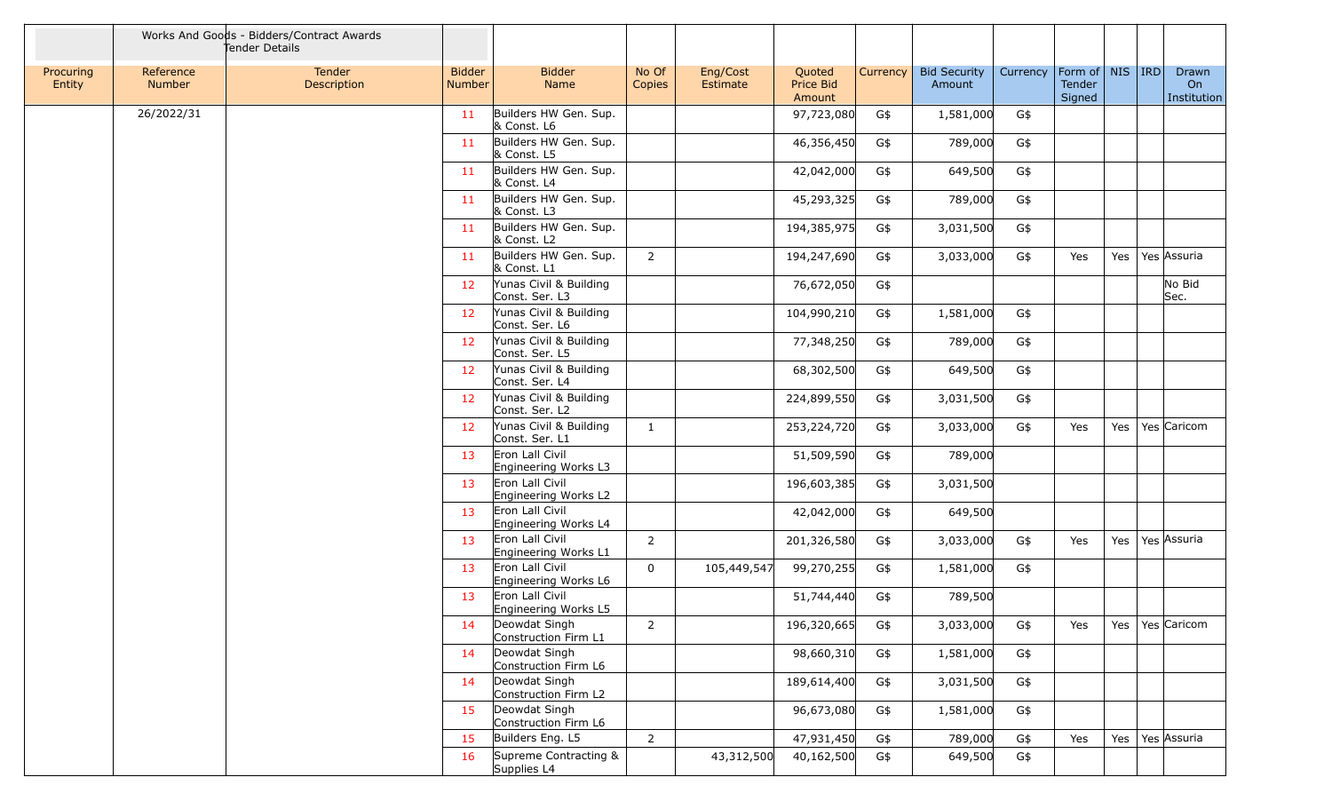| | Works And Goods - Bidders/Contract Awards Tender Details | | | | | | | | | | | | | | |
|---|---|---|---|---|---|---|---|---|---|---|---|---|---|---|---|
| Procuring Entity | Reference Number | Tender Description | Bidder Number | Bidder Name | No Of Copies | Eng/Cost Estimate | Quoted Price Bid Amount | Currency | Bid Security Amount | Currency | Form of Tender Signed | NIS | IRD | Drawn On Institution |
| | 26/2022/31 | | 11 | Builders HW Gen. Sup. & Const. L6 | | | 97,723,080 | G$ | 1,581,000 | G$ | | | | |
| | | | 11 | Builders HW Gen. Sup. & Const. L5 | | | 46,356,450 | G$ | 789,000 | G$ | | | | |
| | | | 11 | Builders HW Gen. Sup. & Const. L4 | | | 42,042,000 | G$ | 649,500 | G$ | | | | |
| | | | 11 | Builders HW Gen. Sup. & Const. L3 | | | 45,293,325 | G$ | 789,000 | G$ | | | | |
| | | | 11 | Builders HW Gen. Sup. & Const. L2 | | | 194,385,975 | G$ | 3,031,500 | G$ | | | | |
| | | | 11 | Builders HW Gen. Sup. & Const. L1 | 2 | | 194,247,690 | G$ | 3,033,000 | G$ | Yes | Yes | Yes | Assuria |
| | | | 12 | Yunas Civil & Building Const. Ser. L3 | | | 76,672,050 | G$ | | | | | | No Bid Sec. |
| | | | 12 | Yunas Civil & Building Const. Ser. L6 | | | 104,990,210 | G$ | 1,581,000 | G$ | | | | |
| | | | 12 | Yunas Civil & Building Const. Ser. L5 | | | 77,348,250 | G$ | 789,000 | G$ | | | | |
| | | | 12 | Yunas Civil & Building Const. Ser. L4 | | | 68,302,500 | G$ | 649,500 | G$ | | | | |
| | | | 12 | Yunas Civil & Building Const. Ser. L2 | | | 224,899,550 | G$ | 3,031,500 | G$ | | | | |
| | | | 12 | Yunas Civil & Building Const. Ser. L1 | 1 | | 253,224,720 | G$ | 3,033,000 | G$ | Yes | Yes | Yes | Caricom |
| | | | 13 | Eron Lall Civil Engineering Works L3 | | | 51,509,590 | G$ | 789,000 | | | | | |
| | | | 13 | Eron Lall Civil Engineering Works L2 | | | 196,603,385 | G$ | 3,031,500 | | | | | |
| | | | 13 | Eron Lall Civil Engineering Works L4 | | | 42,042,000 | G$ | 649,500 | | | | | |
| | | | 13 | Eron Lall Civil Engineering Works L1 | 2 | | 201,326,580 | G$ | 3,033,000 | G$ | Yes | Yes | Yes | Assuria |
| | | | 13 | Eron Lall Civil Engineering Works L6 | 0 | 105,449,547 | 99,270,255 | G$ | 1,581,000 | G$ | | | | |
| | | | 13 | Eron Lall Civil Engineering Works L5 | | | 51,744,440 | G$ | 789,500 | | | | | |
| | | | 14 | Deowdat Singh Construction Firm L1 | 2 | | 196,320,665 | G$ | 3,033,000 | G$ | Yes | Yes | Yes | Caricom |
| | | | 14 | Deowdat Singh Construction Firm L6 | | | 98,660,310 | G$ | 1,581,000 | G$ | | | | |
| | | | 14 | Deowdat Singh Construction Firm L2 | | | 189,614,400 | G$ | 3,031,500 | G$ | | | | |
| | | | 15 | Deowdat Singh Construction Firm L6 | | | 96,673,080 | G$ | 1,581,000 | G$ | | | | |
| | | | 15 | Builders Eng. L5 | 2 | | 47,931,450 | G$ | 789,000 | G$ | Yes | Yes | Yes | Assuria |
| | | | 16 | Supreme Contracting & Supplies L4 | | 43,312,500 | 40,162,500 | G$ | 649,500 | G$ | | | | |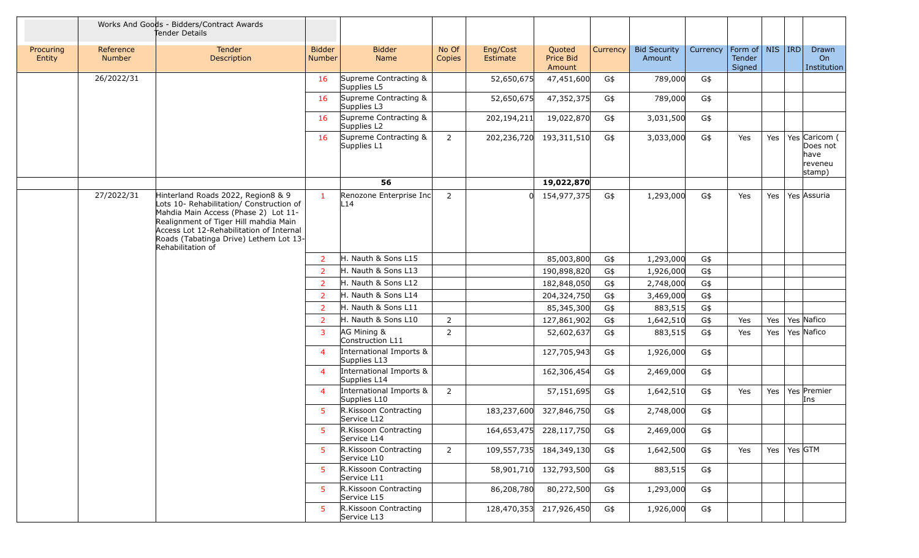| | Works And Goods - Bidders/Contract Awards Tender Details | | | | | | | | | | | | | |
|---|---|---|---|---|---|---|---|---|---|---|---|---|---|---|
| Procuring Entity | Reference Number | Tender Description | Bidder Number | Bidder Name | No Of Copies | Eng/Cost Estimate | Quoted Price Bid Amount | Currency | Bid Security Amount | Currency | Form of Tender Signed | NIS | IRD | Drawn On Institution |
| | 26/2022/31 | | 16 | Supreme Contracting & Supplies L5 | | 52,650,675 | 47,451,600 | G$ | 789,000 | G$ | | | | |
| | | | 16 | Supreme Contracting & Supplies L3 | | 52,650,675 | 47,352,375 | G$ | 789,000 | G$ | | | | |
| | | | 16 | Supreme Contracting & Supplies L2 | | 202,194,211 | 19,022,870 | G$ | 3,031,500 | G$ | | | | |
| | | | 16 | Supreme Contracting & Supplies L1 | 2 | 202,236,720 | 193,311,510 | G$ | 3,033,000 | G$ | Yes | Yes | Yes | Caricom ( Does not have reveneu stamp) |
| | | | | 56 | | | 19,022,870 | | | | | | | |
| | 27/2022/31 | Hinterland Roads 2022, Region8 & 9 Lots 10- Rehabilitation/ Construction of Mahdia Main Access (Phase 2) Lot 11- Realignment of Tiger Hill mahdia Main Access Lot 12-Rehabilitation of Internal Roads (Tabatinga Drive) Lethem Lot 13-Rehabilitation of | 1 | Renozone Enterprise Inc L14 | 2 | 0 | 154,977,375 | G$ | 1,293,000 | G$ | Yes | Yes | Yes | Assuria |
| | | | 2 | H. Nauth & Sons L15 | | | 85,003,800 | G$ | 1,293,000 | G$ | | | | |
| | | | 2 | H. Nauth & Sons L13 | | | 190,898,820 | G$ | 1,926,000 | G$ | | | | |
| | | | 2 | H. Nauth & Sons L12 | | | 182,848,050 | G$ | 2,748,000 | G$ | | | | |
| | | | 2 | H. Nauth & Sons L14 | | | 204,324,750 | G$ | 3,469,000 | G$ | | | | |
| | | | 2 | H. Nauth & Sons L11 | | | 85,345,300 | G$ | 883,515 | G$ | | | | |
| | | | 2 | H. Nauth & Sons L10 | 2 | | 127,861,902 | G$ | 1,642,510 | G$ | Yes | Yes | Yes | Nafico |
| | | | 3 | AG Mining & Construction L11 | 2 | | 52,602,637 | G$ | 883,515 | G$ | Yes | Yes | Yes | Nafico |
| | | | 4 | International Imports & Supplies L13 | | | 127,705,943 | G$ | 1,926,000 | G$ | | | | |
| | | | 4 | International Imports & Supplies L14 | | | 162,306,454 | G$ | 2,469,000 | G$ | | | | |
| | | | 4 | International Imports & Supplies L10 | 2 | | 57,151,695 | G$ | 1,642,510 | G$ | Yes | Yes | Yes | Premier Ins |
| | | | 5 | R.Kissoon Contracting Service L12 | | 183,237,600 | 327,846,750 | G$ | 2,748,000 | G$ | | | | |
| | | | 5 | R.Kissoon Contracting Service L14 | | 164,653,475 | 228,117,750 | G$ | 2,469,000 | G$ | | | | |
| | | | 5 | R.Kissoon Contracting Service L10 | 2 | 109,557,735 | 184,349,130 | G$ | 1,642,500 | G$ | Yes | Yes | Yes | GTM |
| | | | 5 | R.Kissoon Contracting Service L11 | | 58,901,710 | 132,793,500 | G$ | 883,515 | G$ | | | | |
| | | | 5 | R.Kissoon Contracting Service L15 | | 86,208,780 | 80,272,500 | G$ | 1,293,000 | G$ | | | | |
| | | | 5 | R.Kissoon Contracting Service L13 | | 128,470,353 | 217,926,450 | G$ | 1,926,000 | G$ | | | | |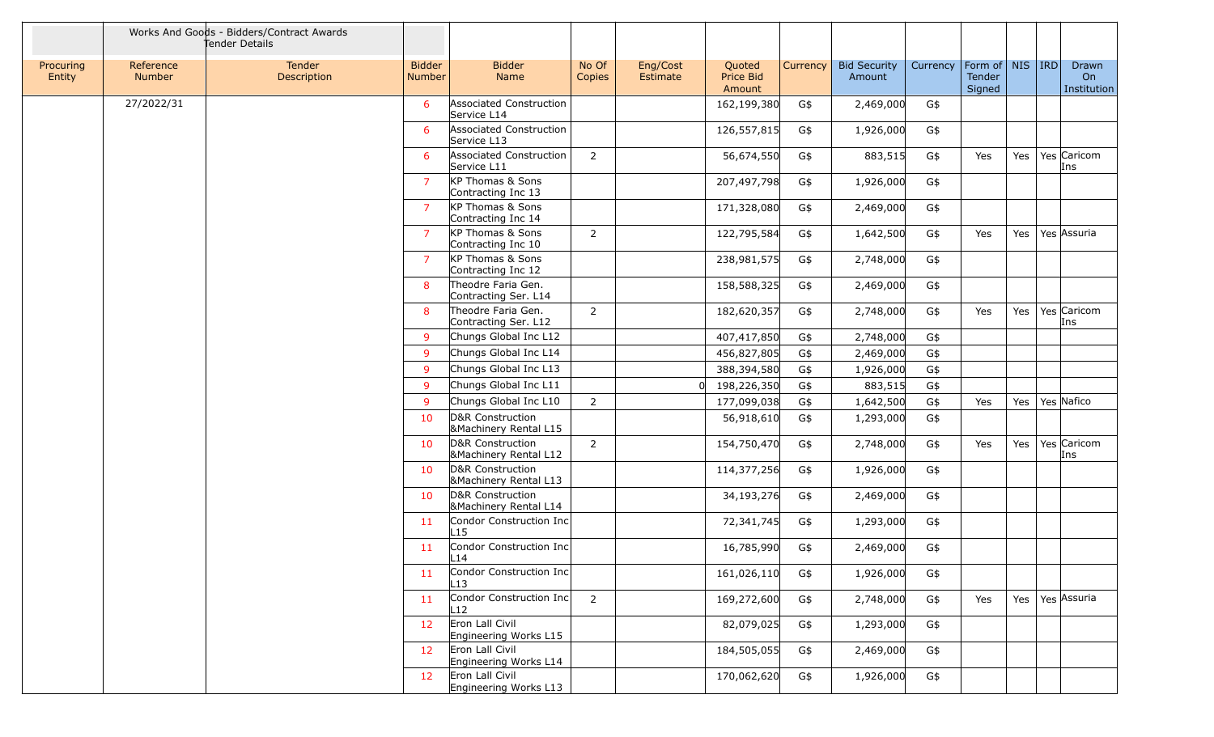| | Works And Goods - Bidders/Contract Awards Tender Details | | | | | | | | | | | | | |
|---|---|---|---|---|---|---|---|---|---|---|---|---|---|---|
| Procuring Entity | Reference Number | Tender Description | Bidder Number | Bidder Name | No Of Copies | Eng/Cost Estimate | Quoted Price Bid Amount | Currency | Bid Security Amount | Currency | Form of Tender Signed | NIS | IRD | Drawn On Institution |
| | 27/2022/31 | | 6 | Associated Construction Service L14 | | | 162,199,380 | G$ | 2,469,000 | G$ | | | | |
| | | | 6 | Associated Construction Service L13 | | | 126,557,815 | G$ | 1,926,000 | G$ | | | | |
| | | | 6 | Associated Construction Service L11 | 2 | | 56,674,550 | G$ | 883,515 | G$ | Yes | Yes | Yes | Caricom Ins |
| | | | 7 | KP Thomas & Sons Contracting Inc 13 | | | 207,497,798 | G$ | 1,926,000 | G$ | | | | |
| | | | 7 | KP Thomas & Sons Contracting Inc 14 | | | 171,328,080 | G$ | 2,469,000 | G$ | | | | |
| | | | 7 | KP Thomas & Sons Contracting Inc 10 | 2 | | 122,795,584 | G$ | 1,642,500 | G$ | Yes | Yes | Yes | Assuria |
| | | | 7 | KP Thomas & Sons Contracting Inc 12 | | | 238,981,575 | G$ | 2,748,000 | G$ | | | | |
| | | | 8 | Theodre Faria Gen. Contracting Ser. L14 | | | 158,588,325 | G$ | 2,469,000 | G$ | | | | |
| | | | 8 | Theodre Faria Gen. Contracting Ser. L12 | 2 | | 182,620,357 | G$ | 2,748,000 | G$ | Yes | Yes | Yes | Caricom Ins |
| | | | 9 | Chungs Global Inc L12 | | | 407,417,850 | G$ | 2,748,000 | G$ | | | | |
| | | | 9 | Chungs Global Inc L14 | | | 456,827,805 | G$ | 2,469,000 | G$ | | | | |
| | | | 9 | Chungs Global Inc L13 | | | 388,394,580 | G$ | 1,926,000 | G$ | | | | |
| | | | 9 | Chungs Global Inc L11 | | 0 | 198,226,350 | G$ | 883,515 | G$ | | | | |
| | | | 9 | Chungs Global Inc L10 | 2 | | 177,099,038 | G$ | 1,642,500 | G$ | Yes | Yes | Yes | Nafico |
| | | | 10 | D&R Construction &Machinery Rental L15 | | | 56,918,610 | G$ | 1,293,000 | G$ | | | | |
| | | | 10 | D&R Construction &Machinery Rental L12 | 2 | | 154,750,470 | G$ | 2,748,000 | G$ | Yes | Yes | Yes | Caricom Ins |
| | | | 10 | D&R Construction &Machinery Rental L13 | | | 114,377,256 | G$ | 1,926,000 | G$ | | | | |
| | | | 10 | D&R Construction &Machinery Rental L14 | | | 34,193,276 | G$ | 2,469,000 | G$ | | | | |
| | | | 11 | Condor Construction Inc L15 | | | 72,341,745 | G$ | 1,293,000 | G$ | | | | |
| | | | 11 | Condor Construction Inc L14 | | | 16,785,990 | G$ | 2,469,000 | G$ | | | | |
| | | | 11 | Condor Construction Inc L13 | | | 161,026,110 | G$ | 1,926,000 | G$ | | | | |
| | | | 11 | Condor Construction Inc L12 | 2 | | 169,272,600 | G$ | 2,748,000 | G$ | Yes | Yes | Yes | Assuria |
| | | | 12 | Eron Lall Civil Engineering Works L15 | | | 82,079,025 | G$ | 1,293,000 | G$ | | | | |
| | | | 12 | Eron Lall Civil Engineering Works L14 | | | 184,505,055 | G$ | 2,469,000 | G$ | | | | |
| | | | 12 | Eron Lall Civil Engineering Works L13 | | | 170,062,620 | G$ | 1,926,000 | G$ | | | | |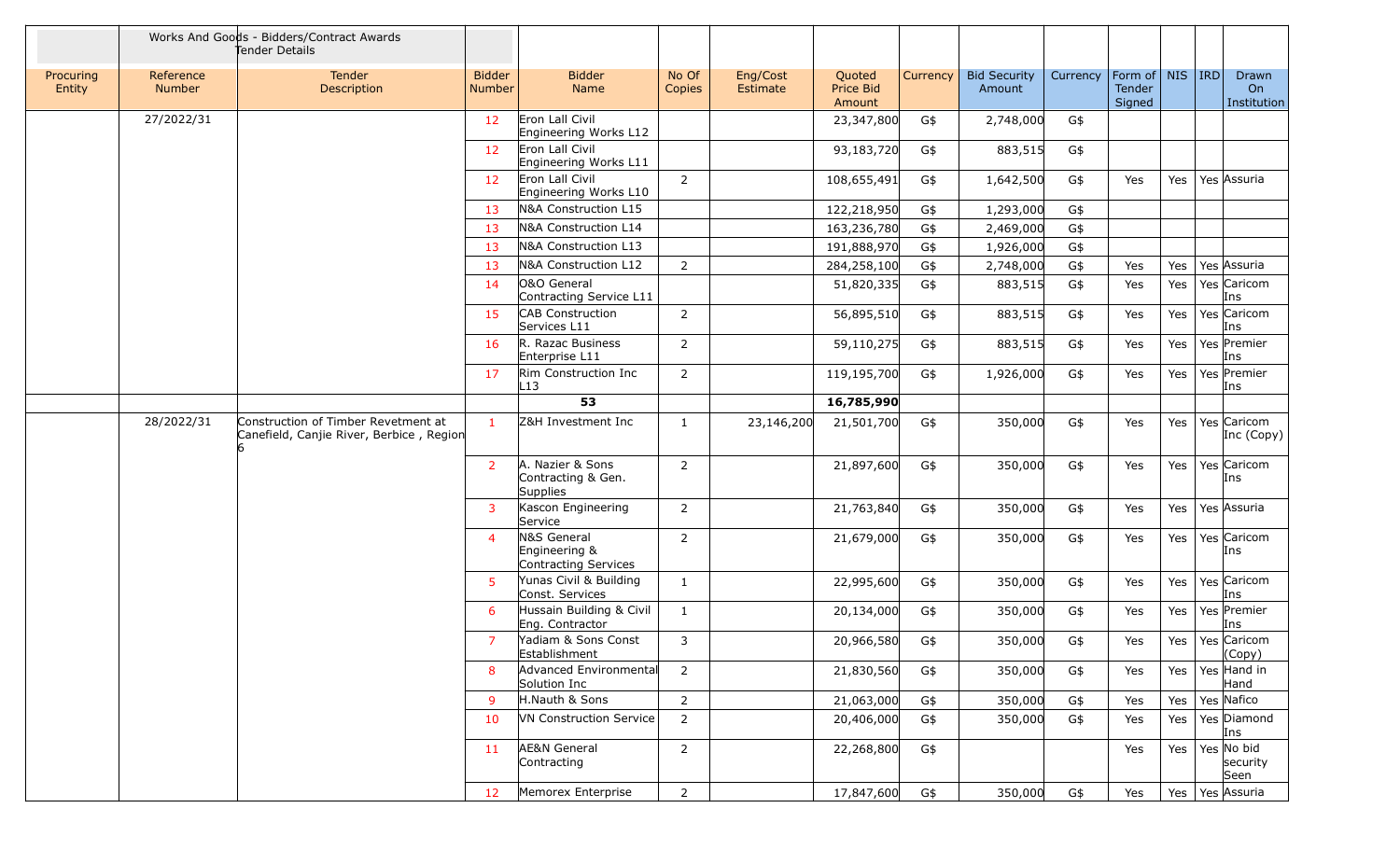| | Works And Goods - Bidders/Contract Awards Tender Details | | | | | | | | | | | | | | |
|---|---|---|---|---|---|---|---|---|---|---|---|---|---|---|---|
| Procuring Entity | Reference Number | Tender Description | Bidder Number | Bidder Name | No Of Copies | Eng/Cost Estimate | Quoted Price Bid Amount | Currency | Bid Security Amount | Currency | Form of Tender Signed | NIS | IRD | Drawn On Institution |
| | 27/2022/31 | | 12 | Eron Lall Civil Engineering Works L12 | | | 23,347,800 | G$ | 2,748,000 | G$ | | | | |
| | | | 12 | Eron Lall Civil Engineering Works L11 | | | 93,183,720 | G$ | 883,515 | G$ | | | | |
| | | | 12 | Eron Lall Civil Engineering Works L10 | 2 | | 108,655,491 | G$ | 1,642,500 | G$ | Yes | Yes | Yes | Assuria |
| | | | 13 | N&A Construction L15 | | | 122,218,950 | G$ | 1,293,000 | G$ | | | | |
| | | | 13 | N&A Construction L14 | | | 163,236,780 | G$ | 2,469,000 | G$ | | | | |
| | | | 13 | N&A Construction L13 | | | 191,888,970 | G$ | 1,926,000 | G$ | | | | |
| | | | 13 | N&A Construction L12 | 2 | | 284,258,100 | G$ | 2,748,000 | G$ | Yes | Yes | Yes | Assuria |
| | | | 14 | O&O General Contracting Service L11 | | | 51,820,335 | G$ | 883,515 | G$ | Yes | Yes | Yes | Caricom Ins |
| | | | 15 | CAB Construction Services L11 | 2 | | 56,895,510 | G$ | 883,515 | G$ | Yes | Yes | Yes | Caricom Ins |
| | | | 16 | R. Razac Business Enterprise L11 | 2 | | 59,110,275 | G$ | 883,515 | G$ | Yes | Yes | Yes | Premier Ins |
| | | | 17 | Rim Construction Inc L13 | 2 | | 119,195,700 | G$ | 1,926,000 | G$ | Yes | Yes | Yes | Premier Ins |
| | | | | **53** | | | **16,785,990** | | | | | | | |
| | 28/2022/31 | Construction of Timber Revetment at Canefield, Canjie River, Berbice , Region 6 | 1 | Z&H Investment Inc | 1 | 23,146,200 | 21,501,700 | G$ | 350,000 | G$ | Yes | Yes | Yes | Caricom Inc (Copy) |
| | | | 2 | A. Nazier & Sons Contracting & Gen. Supplies | 2 | | 21,897,600 | G$ | 350,000 | G$ | Yes | Yes | Yes | Caricom Ins |
| | | | 3 | Kascon Engineering Service | 2 | | 21,763,840 | G$ | 350,000 | G$ | Yes | Yes | Yes | Assuria |
| | | | 4 | N&S General Engineering & Contracting Services | 2 | | 21,679,000 | G$ | 350,000 | G$ | Yes | Yes | Yes | Caricom Ins |
| | | | 5 | Yunas Civil & Building Const. Services | 1 | | 22,995,600 | G$ | 350,000 | G$ | Yes | Yes | Yes | Caricom Ins |
| | | | 6 | Hussain Building & Civil Eng. Contractor | 1 | | 20,134,000 | G$ | 350,000 | G$ | Yes | Yes | Yes | Premier Ins |
| | | | 7 | Yadiam & Sons Const Establishment | 3 | | 20,966,580 | G$ | 350,000 | G$ | Yes | Yes | Yes | Caricom (Copy) |
| | | | 8 | Advanced Environmental Solution Inc | 2 | | 21,830,560 | G$ | 350,000 | G$ | Yes | Yes | Yes | Hand in Hand |
| | | | 9 | H.Nauth & Sons | 2 | | 21,063,000 | G$ | 350,000 | G$ | Yes | Yes | Yes | Nafico |
| | | | 10 | VN Construction Service | 2 | | 20,406,000 | G$ | 350,000 | G$ | Yes | Yes | Yes | Diamond Ins |
| | | | 11 | AE&N General Contracting | 2 | | 22,268,800 | G$ | | | Yes | Yes | Yes | No bid security Seen |
| | | | 12 | Memorex Enterprise | 2 | | 17,847,600 | G$ | 350,000 | G$ | Yes | Yes | Yes | Assuria |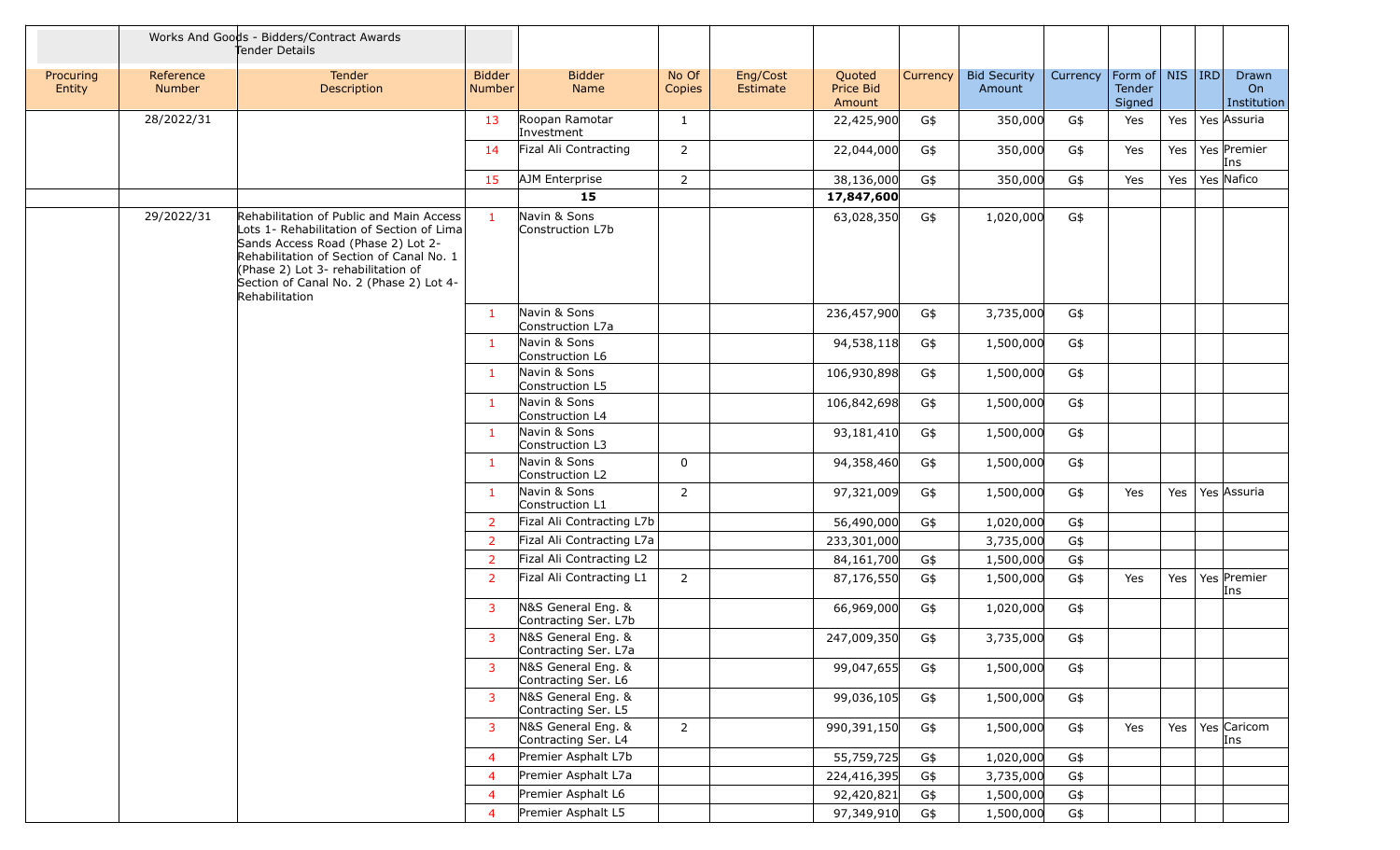| | Works And Goods - Bidders/Contract Awards Tender Details | | | | | | | | | | | | | | |
|---|---|---|---|---|---|---|---|---|---|---|---|---|---|---|---|
| Procuring Entity | Reference Number | Tender Description | Bidder Number | Bidder Name | No Of Copies | Eng/Cost Estimate | Quoted Price Bid Amount | Currency | Bid Security Amount | Currency | Form of Tender Signed | NIS | IRD | Drawn On Institution |
| | 28/2022/31 | | 13 | Roopan Ramotar Investment | 1 | | 22,425,900 | G$ | 350,000 | G$ | Yes | Yes | Yes | Assuria |
| | | | 14 | Fizal Ali Contracting | 2 | | 22,044,000 | G$ | 350,000 | G$ | Yes | Yes | Yes | Premier Ins |
| | | | 15 | AJM Enterprise | 2 | | 38,136,000 | G$ | 350,000 | G$ | Yes | Yes | Yes | Nafico |
| | | | | 15 | | | 17,847,600 | | | | | | | |
| | 29/2022/31 | Rehabilitation of Public and Main Access Lots 1- Rehabilitation of Section of Lima Sands Access Road (Phase 2) Lot 2- Rehabilitation of Section of Canal No. 1 (Phase 2) Lot 3- rehabilitation of Section of Canal No. 2 (Phase 2) Lot 4- Rehabilitation | 1 | Navin & Sons Construction L7b | | | 63,028,350 | G$ | 1,020,000 | G$ | | | | |
| | | | 1 | Navin & Sons Construction L7a | | | 236,457,900 | G$ | 3,735,000 | G$ | | | | |
| | | | 1 | Navin & Sons Construction L6 | | | 94,538,118 | G$ | 1,500,000 | G$ | | | | |
| | | | 1 | Navin & Sons Construction L5 | | | 106,930,898 | G$ | 1,500,000 | G$ | | | | |
| | | | 1 | Navin & Sons Construction L4 | | | 106,842,698 | G$ | 1,500,000 | G$ | | | | |
| | | | 1 | Navin & Sons Construction L3 | | | 93,181,410 | G$ | 1,500,000 | G$ | | | | |
| | | | 1 | Navin & Sons Construction L2 | 0 | | 94,358,460 | G$ | 1,500,000 | G$ | | | | |
| | | | 1 | Navin & Sons Construction L1 | 2 | | 97,321,009 | G$ | 1,500,000 | G$ | Yes | Yes | Yes | Assuria |
| | | | 2 | Fizal Ali Contracting L7b | | | 56,490,000 | G$ | 1,020,000 | G$ | | | | |
| | | | 2 | Fizal Ali Contracting L7a | | | 233,301,000 | | 3,735,000 | G$ | | | | |
| | | | 2 | Fizal Ali Contracting L2 | | | 84,161,700 | G$ | 1,500,000 | G$ | | | | |
| | | | 2 | Fizal Ali Contracting L1 | 2 | | 87,176,550 | G$ | 1,500,000 | G$ | Yes | Yes | Yes | Premier Ins |
| | | | 3 | N&S General Eng. & Contracting Ser. L7b | | | 66,969,000 | G$ | 1,020,000 | G$ | | | | |
| | | | 3 | N&S General Eng. & Contracting Ser. L7a | | | 247,009,350 | G$ | 3,735,000 | G$ | | | | |
| | | | 3 | N&S General Eng. & Contracting Ser. L6 | | | 99,047,655 | G$ | 1,500,000 | G$ | | | | |
| | | | 3 | N&S General Eng. & Contracting Ser. L5 | | | 99,036,105 | G$ | 1,500,000 | G$ | | | | |
| | | | 3 | N&S General Eng. & Contracting Ser. L4 | 2 | | 990,391,150 | G$ | 1,500,000 | G$ | Yes | Yes | Yes | Caricom Ins |
| | | | 4 | Premier Asphalt L7b | | | 55,759,725 | G$ | 1,020,000 | G$ | | | | |
| | | | 4 | Premier Asphalt L7a | | | 224,416,395 | G$ | 3,735,000 | G$ | | | | |
| | | | 4 | Premier Asphalt L6 | | | 92,420,821 | G$ | 1,500,000 | G$ | | | | |
| | | | 4 | Premier Asphalt L5 | | | 97,349,910 | G$ | 1,500,000 | G$ | | | | |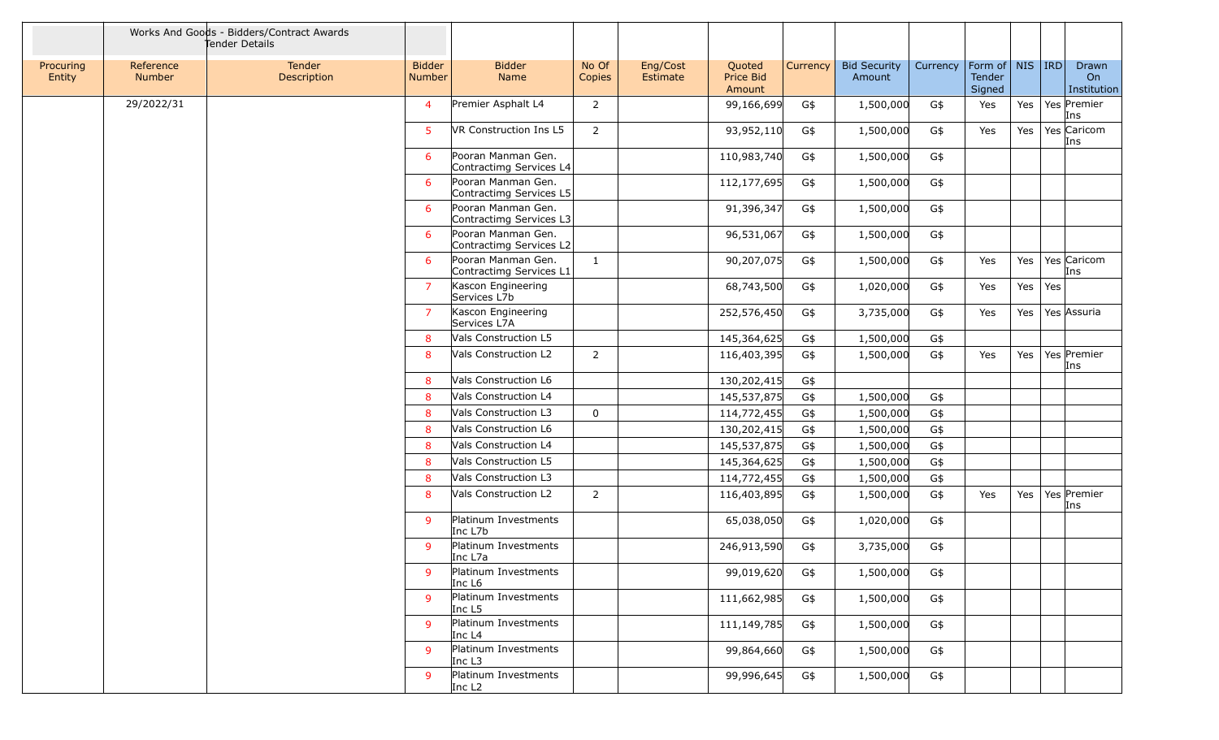| | Works And Goods - Bidders/Contract Awards Tender Details | | | | | | | | | | | | | | |
|---|---|---|---|---|---|---|---|---|---|---|---|---|---|---|---|
| Procuring Entity | Reference Number | Tender Description | Bidder Number | Bidder Name | No Of Copies | Eng/Cost Estimate | Quoted Price Bid Amount | Currency | Bid Security Amount | Currency | Form of Tender Signed | NIS | IRD | Drawn On Institution |
| | 29/2022/31 | | 4 | Premier Asphalt L4 | 2 | | 99,166,699 | G$ | 1,500,000 | G$ | Yes | Yes | Yes | Premier Ins |
| | | | 5 | VR Construction Ins L5 | 2 | | 93,952,110 | G$ | 1,500,000 | G$ | Yes | Yes | Yes | Caricom Ins |
| | | | 6 | Pooran Manman Gen. Contractimg Services L4 | | | 110,983,740 | G$ | 1,500,000 | G$ | | | | |
| | | | 6 | Pooran Manman Gen. Contractimg Services L5 | | | 112,177,695 | G$ | 1,500,000 | G$ | | | | |
| | | | 6 | Pooran Manman Gen. Contractimg Services L3 | | | 91,396,347 | G$ | 1,500,000 | G$ | | | | |
| | | | 6 | Pooran Manman Gen. Contractimg Services L2 | | | 96,531,067 | G$ | 1,500,000 | G$ | | | | |
| | | | 6 | Pooran Manman Gen. Contractimg Services L1 | 1 | | 90,207,075 | G$ | 1,500,000 | G$ | Yes | Yes | Yes | Caricom Ins |
| | | | 7 | Kascon Engineering Services L7b | | | 68,743,500 | G$ | 1,020,000 | G$ | Yes | Yes | Yes | |
| | | | 7 | Kascon Engineering Services L7A | | | 252,576,450 | G$ | 3,735,000 | G$ | Yes | Yes | Yes | Assuria |
| | | | 8 | Vals Construction L5 | | | 145,364,625 | G$ | 1,500,000 | G$ | | | | |
| | | | 8 | Vals Construction L2 | 2 | | 116,403,395 | G$ | 1,500,000 | G$ | Yes | Yes | Yes | Premier Ins |
| | | | 8 | Vals Construction L6 | | | 130,202,415 | G$ | | | | | | |
| | | | 8 | Vals Construction L4 | | | 145,537,875 | G$ | 1,500,000 | G$ | | | | |
| | | | 8 | Vals Construction L3 | 0 | | 114,772,455 | G$ | 1,500,000 | G$ | | | | |
| | | | 8 | Vals Construction L6 | | | 130,202,415 | G$ | 1,500,000 | G$ | | | | |
| | | | 8 | Vals Construction L4 | | | 145,537,875 | G$ | 1,500,000 | G$ | | | | |
| | | | 8 | Vals Construction L5 | | | 145,364,625 | G$ | 1,500,000 | G$ | | | | |
| | | | 8 | Vals Construction L3 | | | 114,772,455 | G$ | 1,500,000 | G$ | | | | |
| | | | 8 | Vals Construction L2 | 2 | | 116,403,895 | G$ | 1,500,000 | G$ | Yes | Yes | Yes | Premier Ins |
| | | | 9 | Platinum Investments Inc L7b | | | 65,038,050 | G$ | 1,020,000 | G$ | | | | |
| | | | 9 | Platinum Investments Inc L7a | | | 246,913,590 | G$ | 3,735,000 | G$ | | | | |
| | | | 9 | Platinum Investments Inc L6 | | | 99,019,620 | G$ | 1,500,000 | G$ | | | | |
| | | | 9 | Platinum Investments Inc L5 | | | 111,662,985 | G$ | 1,500,000 | G$ | | | | |
| | | | 9 | Platinum Investments Inc L4 | | | 111,149,785 | G$ | 1,500,000 | G$ | | | | |
| | | | 9 | Platinum Investments Inc L3 | | | 99,864,660 | G$ | 1,500,000 | G$ | | | | |
| | | | 9 | Platinum Investments Inc L2 | | | 99,996,645 | G$ | 1,500,000 | G$ | | | | |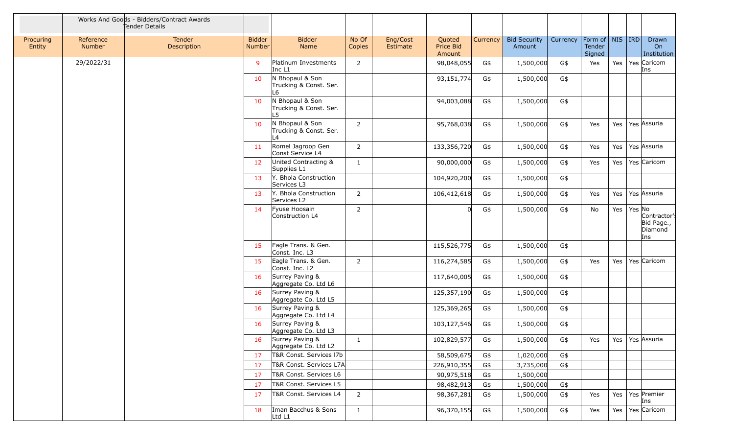| | Works And Goods - Bidders/Contract Awards Tender Details | | | | | | | | | | | | | |
|---|---|---|---|---|---|---|---|---|---|---|---|---|---|---|
| Procuring Entity | Reference Number | Tender Description | Bidder Number | Bidder Name | No Of Copies | Eng/Cost Estimate | Quoted Price Bid Amount | Currency | Bid Security Amount | Currency | Form of Tender Signed | NIS | IRD | Drawn On Institution |
| | 29/2022/31 | | 9 | Platinum Investments Inc L1 | 2 | | 98,048,055 | G$ | 1,500,000 | G$ | Yes | Yes | Yes | Caricom Ins |
| | | | 10 | N Bhopaul & Son Trucking & Const. Ser. L6 | | | 93,151,774 | G$ | 1,500,000 | G$ | | | | |
| | | | 10 | N Bhopaul & Son Trucking & Const. Ser. L5 | | | 94,003,088 | G$ | 1,500,000 | G$ | | | | |
| | | | 10 | N Bhopaul & Son Trucking & Const. Ser. L4 | 2 | | 95,768,038 | G$ | 1,500,000 | G$ | Yes | Yes | Yes | Assuria |
| | | | 11 | Romel Jagroop Gen Const Service L4 | 2 | | 133,356,720 | G$ | 1,500,000 | G$ | Yes | Yes | Yes | Assuria |
| | | | 12 | United Contracting & Supplies L1 | 1 | | 90,000,000 | G$ | 1,500,000 | G$ | Yes | Yes | Yes | Caricom |
| | | | 13 | Y. Bhola Construction Services L3 | | | 104,920,200 | G$ | 1,500,000 | G$ | | | | |
| | | | 13 | Y. Bhola Construction Services L2 | 2 | | 106,412,618 | G$ | 1,500,000 | G$ | Yes | Yes | Yes | Assuria |
| | | | 14 | Fyuse Hoosain Construction L4 | 2 | | 0 | G$ | 1,500,000 | G$ | No | Yes | Yes | No Contractor's Bid Page., Diamond Ins |
| | | | 15 | Eagle Trans. & Gen. Const. Inc. L3 | | | 115,526,775 | G$ | 1,500,000 | G$ | | | | |
| | | | 15 | Eagle Trans. & Gen. Const. Inc. L2 | 2 | | 116,274,585 | G$ | 1,500,000 | G$ | Yes | Yes | Yes | Caricom |
| | | | 16 | Surrey Paving & Aggregate Co. Ltd L6 | | | 117,640,005 | G$ | 1,500,000 | G$ | | | | |
| | | | 16 | Surrey Paving & Aggregate Co. Ltd L5 | | | 125,357,190 | G$ | 1,500,000 | G$ | | | | |
| | | | 16 | Surrey Paving & Aggregate Co. Ltd L4 | | | 125,369,265 | G$ | 1,500,000 | G$ | | | | |
| | | | 16 | Surrey Paving & Aggregate Co. Ltd L3 | | | 103,127,546 | G$ | 1,500,000 | G$ | | | | |
| | | | 16 | Surrey Paving & Aggregate Co. Ltd L2 | 1 | | 102,829,577 | G$ | 1,500,000 | G$ | Yes | Yes | Yes | Assuria |
| | | | 17 | T&R Const. Services l7b | | | 58,509,675 | G$ | 1,020,000 | G$ | | | | |
| | | | 17 | T&R Const. Services L7A | | | 226,910,355 | G$ | 3,735,000 | G$ | | | | |
| | | | 17 | T&R Const. Services L6 | | | 90,975,518 | G$ | 1,500,000 | | | | | |
| | | | 17 | T&R Const. Services L5 | | | 98,482,913 | G$ | 1,500,000 | G$ | | | | |
| | | | 17 | T&R Const. Services L4 | 2 | | 98,367,281 | G$ | 1,500,000 | G$ | Yes | Yes | Yes | Premier Ins |
| | | | 18 | Iman Bacchus & Sons Ltd L1 | 1 | | 96,370,155 | G$ | 1,500,000 | G$ | Yes | Yes | Yes | Caricom |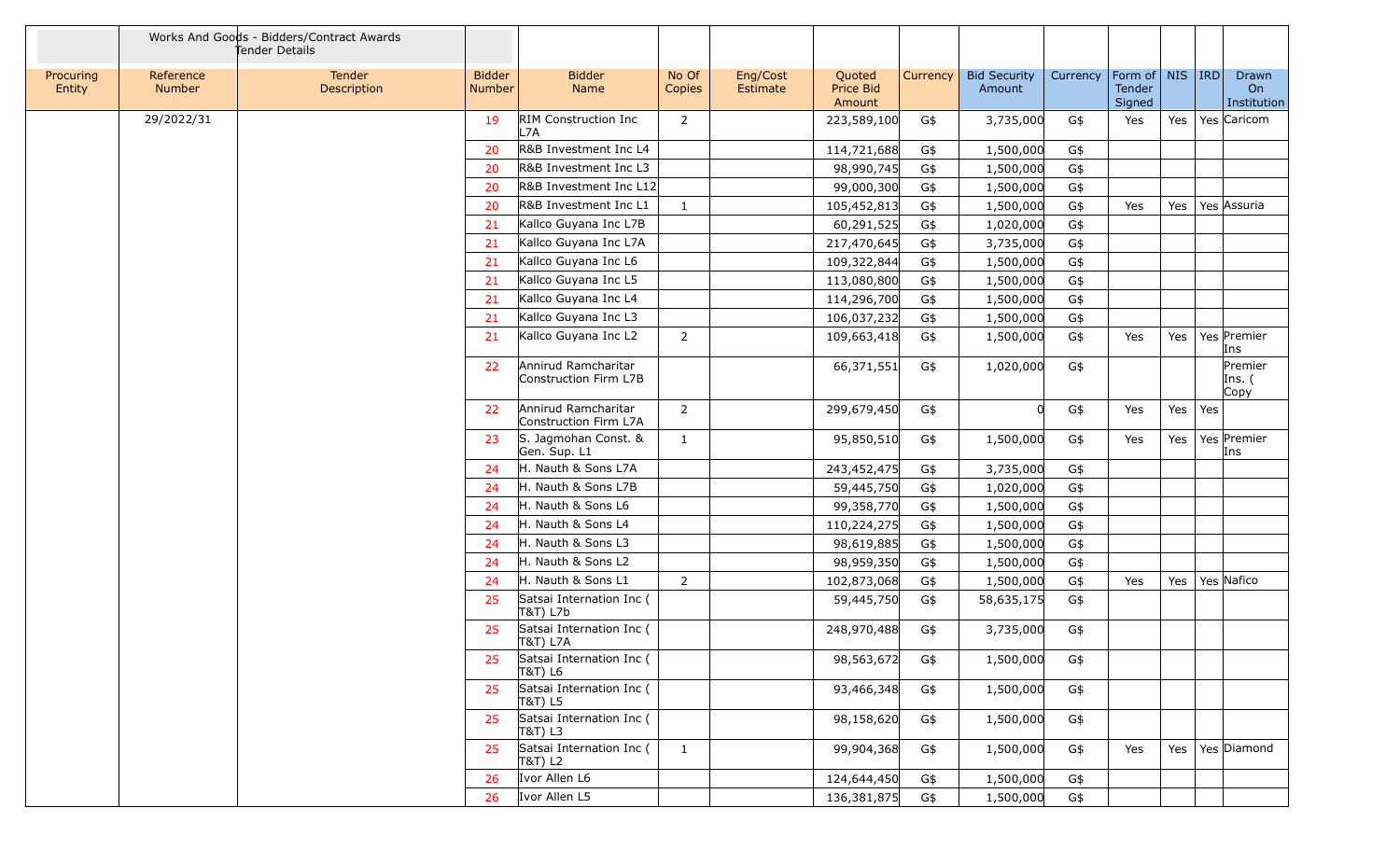| | Works And Goods - Bidders/Contract Awards Tender Details | | | | | | | | | | | | | | |
|---|---|---|---|---|---|---|---|---|---|---|---|---|---|---|---|
| Procuring Entity | Reference Number | Tender Description | Bidder Number | Bidder Name | No Of Copies | Eng/Cost Estimate | Quoted Price Bid Amount | Currency | Bid Security Amount | Currency | Form of Tender Signed | NIS | IRD | Drawn On Institution |
| | 29/2022/31 | | 19 | RIM Construction Inc L7A | 2 | | 223,589,100 | G$ | 3,735,000 | G$ | Yes | Yes | Yes | Caricom |
| | | | 20 | R&B Investment Inc L4 | | | 114,721,688 | G$ | 1,500,000 | G$ | | | | |
| | | | 20 | R&B Investment Inc L3 | | | 98,990,745 | G$ | 1,500,000 | G$ | | | | |
| | | | 20 | R&B Investment Inc L12 | | | 99,000,300 | G$ | 1,500,000 | G$ | | | | |
| | | | 20 | R&B Investment Inc L1 | 1 | | 105,452,813 | G$ | 1,500,000 | G$ | Yes | Yes | Yes | Assuria |
| | | | 21 | Kallco Guyana Inc L7B | | | 60,291,525 | G$ | 1,020,000 | G$ | | | | |
| | | | 21 | Kallco Guyana Inc L7A | | | 217,470,645 | G$ | 3,735,000 | G$ | | | | |
| | | | 21 | Kallco Guyana Inc L6 | | | 109,322,844 | G$ | 1,500,000 | G$ | | | | |
| | | | 21 | Kallco Guyana Inc L5 | | | 113,080,800 | G$ | 1,500,000 | G$ | | | | |
| | | | 21 | Kallco Guyana Inc L4 | | | 114,296,700 | G$ | 1,500,000 | G$ | | | | |
| | | | 21 | Kallco Guyana Inc L3 | | | 106,037,232 | G$ | 1,500,000 | G$ | | | | |
| | | | 21 | Kallco Guyana Inc L2 | 2 | | 109,663,418 | G$ | 1,500,000 | G$ | Yes | Yes | Yes | Premier Ins |
| | | | 22 | Annirud Ramcharitar Construction Firm L7B | | | 66,371,551 | G$ | 1,020,000 | G$ | | | | Premier Ins. ( Copy |
| | | | 22 | Annirud Ramcharitar Construction Firm L7A | 2 | | 299,679,450 | G$ | 0 | G$ | Yes | Yes | Yes | |
| | | | 23 | S. Jagmohan Const. & Gen. Sup. L1 | 1 | | 95,850,510 | G$ | 1,500,000 | G$ | Yes | Yes | Yes | Premier Ins |
| | | | 24 | H. Nauth & Sons L7A | | | 243,452,475 | G$ | 3,735,000 | G$ | | | | |
| | | | 24 | H. Nauth & Sons L7B | | | 59,445,750 | G$ | 1,020,000 | G$ | | | | |
| | | | 24 | H. Nauth & Sons L6 | | | 99,358,770 | G$ | 1,500,000 | G$ | | | | |
| | | | 24 | H. Nauth & Sons L4 | | | 110,224,275 | G$ | 1,500,000 | G$ | | | | |
| | | | 24 | H. Nauth & Sons L3 | | | 98,619,885 | G$ | 1,500,000 | G$ | | | | |
| | | | 24 | H. Nauth & Sons L2 | | | 98,959,350 | G$ | 1,500,000 | G$ | | | | |
| | | | 24 | H. Nauth & Sons L1 | 2 | | 102,873,068 | G$ | 1,500,000 | G$ | Yes | Yes | Yes | Nafico |
| | | | 25 | Satsai Internation Inc ( T&T) L7b | | | 59,445,750 | G$ | 58,635,175 | G$ | | | | |
| | | | 25 | Satsai Internation Inc ( T&T) L7A | | | 248,970,488 | G$ | 3,735,000 | G$ | | | | |
| | | | 25 | Satsai Internation Inc ( T&T) L6 | | | 98,563,672 | G$ | 1,500,000 | G$ | | | | |
| | | | 25 | Satsai Internation Inc ( T&T) L5 | | | 93,466,348 | G$ | 1,500,000 | G$ | | | | |
| | | | 25 | Satsai Internation Inc ( T&T) L3 | | | 98,158,620 | G$ | 1,500,000 | G$ | | | | |
| | | | 25 | Satsai Internation Inc ( T&T) L2 | 1 | | 99,904,368 | G$ | 1,500,000 | G$ | Yes | Yes | Yes | Diamond |
| | | | 26 | Ivor Allen L6 | | | 124,644,450 | G$ | 1,500,000 | G$ | | | | |
| | | | 26 | Ivor Allen L5 | | | 136,381,875 | G$ | 1,500,000 | G$ | | | | |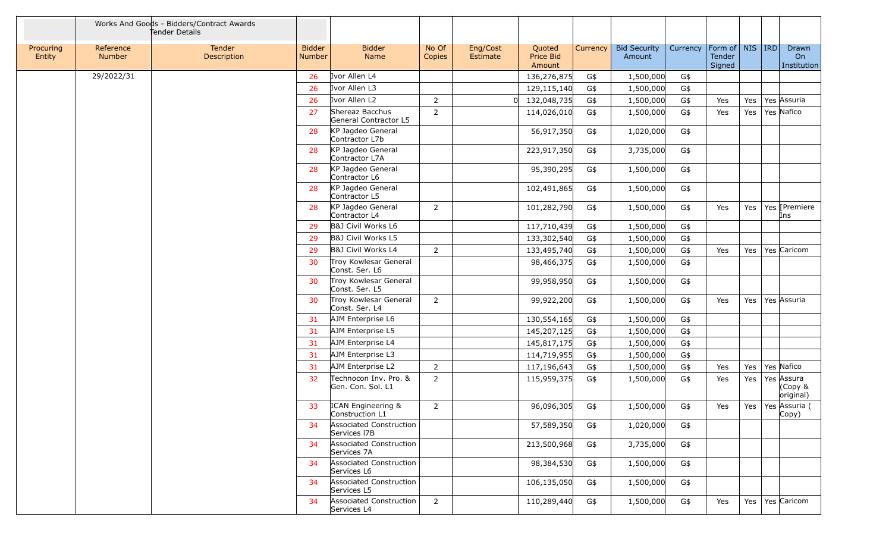| | Works And Goods - Bidders/Contract Awards Tender Details | | | | | | | | | | | | | | |
|---|---|---|---|---|---|---|---|---|---|---|---|---|---|---|---|
| Procuring Entity | Reference Number | Tender Description | Bidder Number | Bidder Name | No Of Copies | Eng/Cost Estimate | Quoted Price Bid Amount | Currency | Bid Security Amount | Currency | Form of Tender Signed | NIS | IRD | Drawn On Institution |
| | 29/2022/31 | | 26 | Ivor Allen L4 | | | 136,276,875 | G$ | 1,500,000 | G$ | | | | |
| | | | 26 | Ivor Allen L3 | | | 129,115,140 | G$ | 1,500,000 | G$ | | | | |
| | | | 26 | Ivor Allen L2 | 2 | 0 | 132,048,735 | G$ | 1,500,000 | G$ | Yes | Yes | Yes | Assuria |
| | | | 27 | Shereaz Bacchus General Contractor L5 | 2 | | 114,026,010 | G$ | 1,500,000 | G$ | Yes | Yes | Yes | Nafico |
| | | | 28 | KP Jagdeo General Contractor L7b | | | 56,917,350 | G$ | 1,020,000 | G$ | | | | |
| | | | 28 | KP Jagdeo General Contractor L7A | | | 223,917,350 | G$ | 3,735,000 | G$ | | | | |
| | | | 28 | KP Jagdeo General Contractor L6 | | | 95,390,295 | G$ | 1,500,000 | G$ | | | | |
| | | | 28 | KP Jagdeo General Contractor L5 | | | 102,491,865 | G$ | 1,500,000 | G$ | | | | |
| | | | 28 | KP Jagdeo General Contractor L4 | 2 | | 101,282,790 | G$ | 1,500,000 | G$ | Yes | Yes | Yes | [Premiere Ins |
| | | | 29 | B&J Civil Works L6 | | | 117,710,439 | G$ | 1,500,000 | G$ | | | | |
| | | | 29 | B&J Civil Works L5 | | | 133,302,540 | G$ | 1,500,000 | G$ | | | | |
| | | | 29 | B&J Civil Works L4 | 2 | | 133,495,740 | G$ | 1,500,000 | G$ | Yes | Yes | Yes | Caricom |
| | | | 30 | Troy Kowlesar General Const. Ser. L6 | | | 98,466,375 | G$ | 1,500,000 | G$ | | | | |
| | | | 30 | Troy Kowlesar General Const. Ser. L5 | | | 99,958,950 | G$ | 1,500,000 | G$ | | | | |
| | | | 30 | Troy Kowlesar General Const. Ser. L4 | 2 | | 99,922,200 | G$ | 1,500,000 | G$ | Yes | Yes | Yes | Assuria |
| | | | 31 | AJM Enterprise L6 | | | 130,554,165 | G$ | 1,500,000 | G$ | | | | |
| | | | 31 | AJM Enterprise L5 | | | 145,207,125 | G$ | 1,500,000 | G$ | | | | |
| | | | 31 | AJM Enterprise L4 | | | 145,817,175 | G$ | 1,500,000 | G$ | | | | |
| | | | 31 | AJM Enterprise L3 | | | 114,719,955 | G$ | 1,500,000 | G$ | | | | |
| | | | 31 | AJM Enterprise L2 | 2 | | 117,196,643 | G$ | 1,500,000 | G$ | Yes | Yes | Yes | Nafico |
| | | | 32 | Technocon Inv. Pro. & Gen. Con. Sol. L1 | 2 | | 115,959,375 | G$ | 1,500,000 | G$ | Yes | Yes | Yes | Assura (Copy & original) |
| | | | 33 | ICAN Engineering & Construction L1 | 2 | | 96,096,305 | G$ | 1,500,000 | G$ | Yes | Yes | Yes | Assuria ( Copy) |
| | | | 34 | Associated Construction Services l7B | | | 57,589,350 | G$ | 1,020,000 | G$ | | | | |
| | | | 34 | Associated Construction Services 7A | | | 213,500,968 | G$ | 3,735,000 | G$ | | | | |
| | | | 34 | Associated Construction Services L6 | | | 98,384,530 | G$ | 1,500,000 | G$ | | | | |
| | | | 34 | Associated Construction Services L5 | | | 106,135,050 | G$ | 1,500,000 | G$ | | | | |
| | | | 34 | Associated Construction Services L4 | 2 | | 110,289,440 | G$ | 1,500,000 | G$ | Yes | Yes | Yes | Caricom |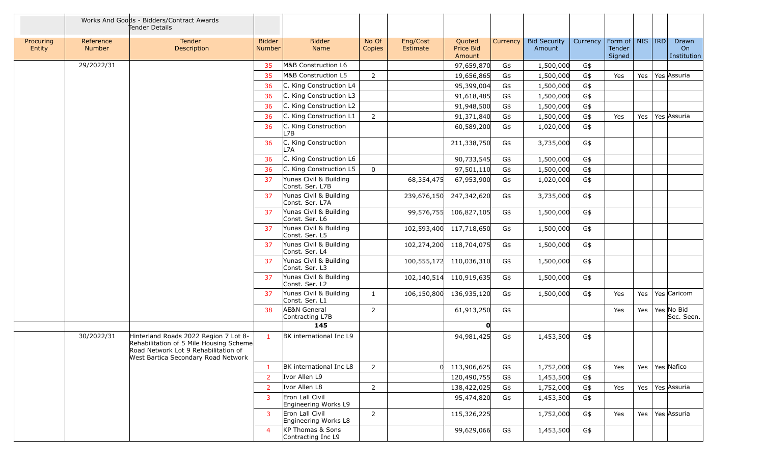| | Works And Goods - Bidders/Contract Awards Tender Details | | | | | | | | | | | | | | |
|---|---|---|---|---|---|---|---|---|---|---|---|---|---|---|---|
| Procuring Entity | Reference Number | Tender Description | Bidder Number | Bidder Name | No Of Copies | Eng/Cost Estimate | Quoted Price Bid Amount | Currency | Bid Security Amount | Currency | Form of Tender Signed | NIS | IRD | Drawn On Institution |
| | 29/2022/31 | | 35 | M&B Construction L6 | | | 97,659,870 | G$ | 1,500,000 | G$ | | | | |
| | | | 35 | M&B Construction L5 | 2 | | 19,656,865 | G$ | 1,500,000 | G$ | Yes | Yes | Yes | Assuria |
| | | | 36 | C. King Construction L4 | | | 95,399,004 | G$ | 1,500,000 | G$ | | | | |
| | | | 36 | C. King Construction L3 | | | 91,618,485 | G$ | 1,500,000 | G$ | | | | |
| | | | 36 | C. King Construction L2 | | | 91,948,500 | G$ | 1,500,000 | G$ | | | | |
| | | | 36 | C. King Construction L1 | 2 | | 91,371,840 | G$ | 1,500,000 | G$ | Yes | Yes | Yes | Assuria |
| | | | 36 | C. King Construction L7B | | | 60,589,200 | G$ | 1,020,000 | G$ | | | | |
| | | | 36 | C. King Construction L7A | | | 211,338,750 | G$ | 3,735,000 | G$ | | | | |
| | | | 36 | C. King Construction L6 | | | 90,733,545 | G$ | 1,500,000 | G$ | | | | |
| | | | 36 | C. King Construction L5 | 0 | | 97,501,110 | G$ | 1,500,000 | G$ | | | | |
| | | | 37 | Yunas Civil & Building Const. Ser. L7B | | 68,354,475 | 67,953,900 | G$ | 1,020,000 | G$ | | | | |
| | | | 37 | Yunas Civil & Building Const. Ser. L7A | | 239,676,150 | 247,342,620 | G$ | 3,735,000 | G$ | | | | |
| | | | 37 | Yunas Civil & Building Const. Ser. L6 | | 99,576,755 | 106,827,105 | G$ | 1,500,000 | G$ | | | | |
| | | | 37 | Yunas Civil & Building Const. Ser. L5 | | 102,593,400 | 117,718,650 | G$ | 1,500,000 | G$ | | | | |
| | | | 37 | Yunas Civil & Building Const. Ser. L4 | | 102,274,200 | 118,704,075 | G$ | 1,500,000 | G$ | | | | |
| | | | 37 | Yunas Civil & Building Const. Ser. L3 | | 100,555,172 | 110,036,310 | G$ | 1,500,000 | G$ | | | | |
| | | | 37 | Yunas Civil & Building Const. Ser. L2 | | 102,140,514 | 110,919,635 | G$ | 1,500,000 | G$ | | | | |
| | | | 37 | Yunas Civil & Building Const. Ser. L1 | 1 | 106,150,800 | 136,935,120 | G$ | 1,500,000 | G$ | Yes | Yes | Yes | Caricom |
| | | | 38 | AE&N General Contracting L7B | 2 | | 61,913,250 | G$ | | | Yes | Yes | Yes | No Bid Sec. Seen. |
| | | | | **145** | | | **0** | | | | | | | |
| | 30/2022/31 | Hinterland Roads 2022 Region 7 Lot 8-Rehabilitation of 5 Mile Housing Scheme Road Network Lot 9 Rehabilitation of West Bartica Secondary Road Network | 1 | BK international Inc L9 | | | 94,981,425 | G$ | 1,453,500 | G$ | | | | |
| | | | 1 | BK international Inc L8 | 2 | 0 | 113,906,625 | G$ | 1,752,000 | G$ | Yes | Yes | Yes | Nafico |
| | | | 2 | Ivor Allen L9 | | | 120,490,755 | G$ | 1,453,500 | G$ | | | | |
| | | | 2 | Ivor Allen L8 | 2 | | 138,422,025 | G$ | 1,752,000 | G$ | Yes | Yes | Yes | Assuria |
| | | | 3 | Eron Lall Civil Engineering Works L9 | | | 95,474,820 | G$ | 1,453,500 | G$ | | | | |
| | | | 3 | Eron Lall Civil Engineering Works L8 | 2 | | 115,326,225 | | 1,752,000 | G$ | Yes | Yes | Yes | Assuria |
| | | | 4 | KP Thomas & Sons Contracting Inc L9 | | | 99,629,066 | G$ | 1,453,500 | G$ | | | | |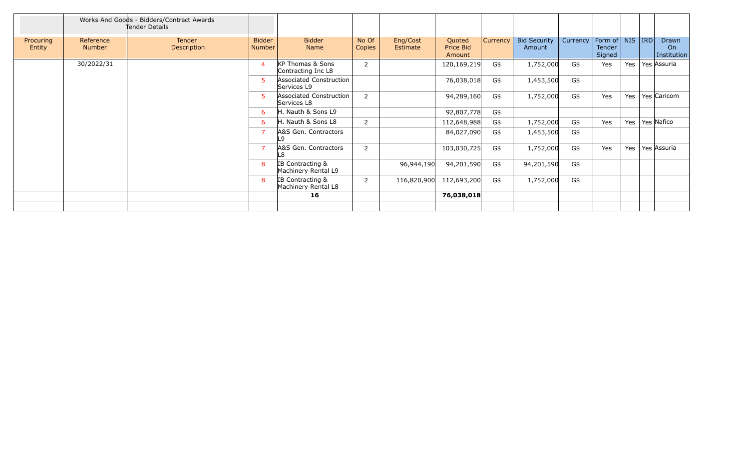| | Works And Goods - Bidders/Contract Awards Tender Details | | | | | | | | | | | | | | |
|---|---|---|---|---|---|---|---|---|---|---|---|---|---|---|---|
| Procuring Entity | Reference Number | Tender Description | Bidder Number | Bidder Name | No Of Copies | Eng/Cost Estimate | Quoted Price Bid Amount | Currency | Bid Security Amount | Currency | Form of Tender Signed | NIS | IRD | Drawn On Institution |
| | 30/2022/31 | | 4 | KP Thomas & Sons Contracting Inc L8 | 2 | | 120,169,219 | G$ | 1,752,000 | G$ | Yes | Yes | Yes | Assuria |
| | | | 5 | Associated Construction Services L9 | | | 76,038,018 | G$ | 1,453,500 | G$ | | | | |
| | | | 5 | Associated Construction Services L8 | 2 | | 94,289,160 | G$ | 1,752,000 | G$ | Yes | Yes | Yes | Caricom |
| | | | 6 | H. Nauth & Sons L9 | | | 92,807,778 | G$ | | | | | | |
| | | | 6 | H. Nauth & Sons L8 | 2 | | 112,648,988 | G$ | 1,752,000 | G$ | Yes | Yes | Yes | Nafico |
| | | | 7 | A&S Gen. Contractors L9 | | | 84,027,090 | G$ | 1,453,500 | G$ | | | | |
| | | | 7 | A&S Gen. Contractors L8 | 2 | | 103,030,725 | G$ | 1,752,000 | G$ | Yes | Yes | Yes | Assuria |
| | | | 8 | IB Contracting & Machinery Rental L9 | | 96,944,190 | 94,201,590 | G$ | 94,201,590 | G$ | | | | |
| | | | 8 | IB Contracting & Machinery Rental L8 | 2 | 116,820,900 | 112,693,200 | G$ | 1,752,000 | G$ | | | | |
| | | | | **16** | | | **76,038,018** | | | | | | | |
| | | | | | | | | | | | | | | |